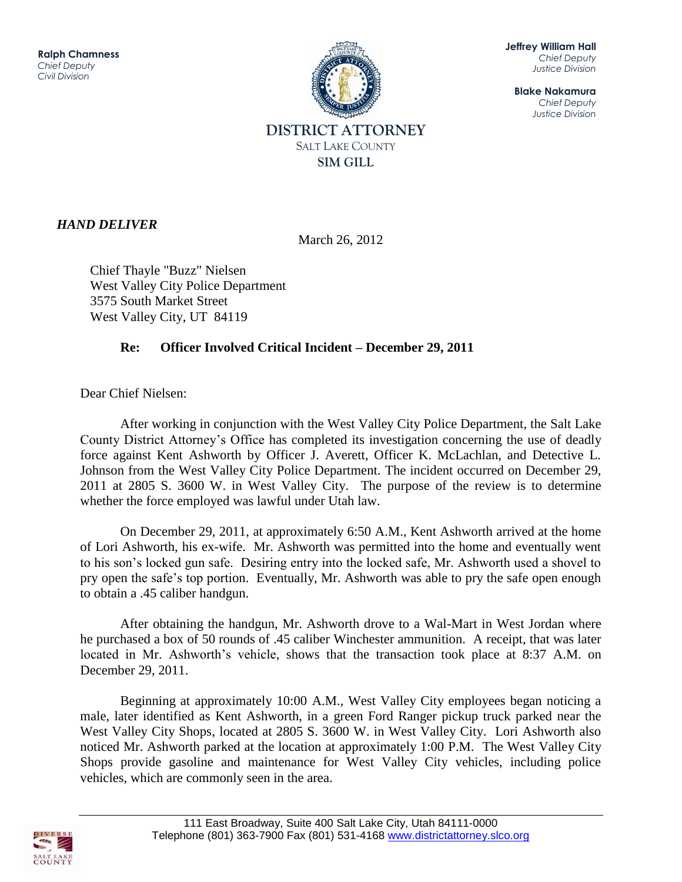**Ralph Chamness**
*Chief Deputy*
*Civil Division*

**Jeffrey William Hall**
*Chief Deputy*
*Justice Division*

**Blake Nakamura**
*Chief Deputy*
*Justice Division*

DISTRICT ATTORNEY
SALT LAKE COUNTY
SIM GILL

***HAND DELIVER***

March 26, 2012

Chief Thayle "Buzz" Nielsen
West Valley City Police Department
3575 South Market Street
West Valley City, UT 84119

**Re: Officer Involved Critical Incident – December 29, 2011**

Dear Chief Nielsen:

After working in conjunction with the West Valley City Police Department, the Salt Lake County District Attorney's Office has completed its investigation concerning the use of deadly force against Kent Ashworth by Officer J. Averett, Officer K. McLachlan, and Detective L. Johnson from the West Valley City Police Department. The incident occurred on December 29, 2011 at 2805 S. 3600 W. in West Valley City. The purpose of the review is to determine whether the force employed was lawful under Utah law.

On December 29, 2011, at approximately 6:50 A.M., Kent Ashworth arrived at the home of Lori Ashworth, his ex-wife. Mr. Ashworth was permitted into the home and eventually went to his son's locked gun safe. Desiring entry into the locked safe, Mr. Ashworth used a shovel to pry open the safe's top portion. Eventually, Mr. Ashworth was able to pry the safe open enough to obtain a .45 caliber handgun.

After obtaining the handgun, Mr. Ashworth drove to a Wal-Mart in West Jordan where he purchased a box of 50 rounds of .45 caliber Winchester ammunition. A receipt, that was later located in Mr. Ashworth's vehicle, shows that the transaction took place at 8:37 A.M. on December 29, 2011.

Beginning at approximately 10:00 A.M., West Valley City employees began noticing a male, later identified as Kent Ashworth, in a green Ford Ranger pickup truck parked near the West Valley City Shops, located at 2805 S. 3600 W. in West Valley City. Lori Ashworth also noticed Mr. Ashworth parked at the location at approximately 1:00 P.M. The West Valley City Shops provide gasoline and maintenance for West Valley City vehicles, including police vehicles, which are commonly seen in the area.

111 East Broadway, Suite 400 Salt Lake City, Utah 84111-0000
Telephone (801) 363-7900 Fax (801) 531-4168 www.districtattorney.slco.org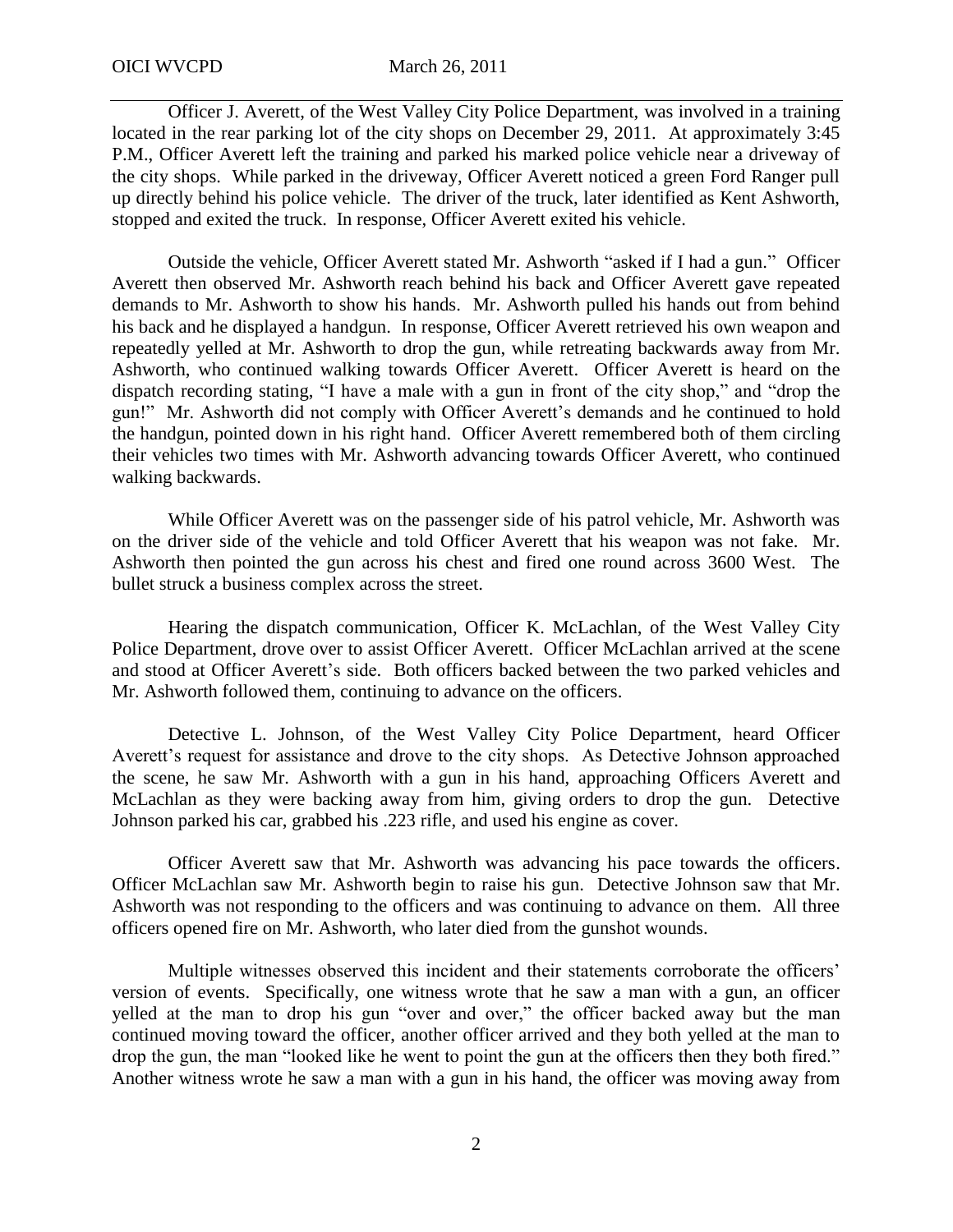Officer J. Averett, of the West Valley City Police Department, was involved in a training located in the rear parking lot of the city shops on December 29, 2011. At approximately 3:45 P.M., Officer Averett left the training and parked his marked police vehicle near a driveway of the city shops. While parked in the driveway, Officer Averett noticed a green Ford Ranger pull up directly behind his police vehicle. The driver of the truck, later identified as Kent Ashworth, stopped and exited the truck. In response, Officer Averett exited his vehicle.

Outside the vehicle, Officer Averett stated Mr. Ashworth "asked if I had a gun." Officer Averett then observed Mr. Ashworth reach behind his back and Officer Averett gave repeated demands to Mr. Ashworth to show his hands. Mr. Ashworth pulled his hands out from behind his back and he displayed a handgun. In response, Officer Averett retrieved his own weapon and repeatedly yelled at Mr. Ashworth to drop the gun, while retreating backwards away from Mr. Ashworth, who continued walking towards Officer Averett. Officer Averett is heard on the dispatch recording stating, "I have a male with a gun in front of the city shop," and "drop the gun!" Mr. Ashworth did not comply with Officer Averett's demands and he continued to hold the handgun, pointed down in his right hand. Officer Averett remembered both of them circling their vehicles two times with Mr. Ashworth advancing towards Officer Averett, who continued walking backwards.

While Officer Averett was on the passenger side of his patrol vehicle, Mr. Ashworth was on the driver side of the vehicle and told Officer Averett that his weapon was not fake. Mr. Ashworth then pointed the gun across his chest and fired one round across 3600 West. The bullet struck a business complex across the street.

Hearing the dispatch communication, Officer K. McLachlan, of the West Valley City Police Department, drove over to assist Officer Averett. Officer McLachlan arrived at the scene and stood at Officer Averett's side. Both officers backed between the two parked vehicles and Mr. Ashworth followed them, continuing to advance on the officers.

Detective L. Johnson, of the West Valley City Police Department, heard Officer Averett's request for assistance and drove to the city shops. As Detective Johnson approached the scene, he saw Mr. Ashworth with a gun in his hand, approaching Officers Averett and McLachlan as they were backing away from him, giving orders to drop the gun. Detective Johnson parked his car, grabbed his .223 rifle, and used his engine as cover.

Officer Averett saw that Mr. Ashworth was advancing his pace towards the officers. Officer McLachlan saw Mr. Ashworth begin to raise his gun. Detective Johnson saw that Mr. Ashworth was not responding to the officers and was continuing to advance on them. All three officers opened fire on Mr. Ashworth, who later died from the gunshot wounds.

Multiple witnesses observed this incident and their statements corroborate the officers' version of events. Specifically, one witness wrote that he saw a man with a gun, an officer yelled at the man to drop his gun "over and over," the officer backed away but the man continued moving toward the officer, another officer arrived and they both yelled at the man to drop the gun, the man "looked like he went to point the gun at the officers then they both fired." Another witness wrote he saw a man with a gun in his hand, the officer was moving away from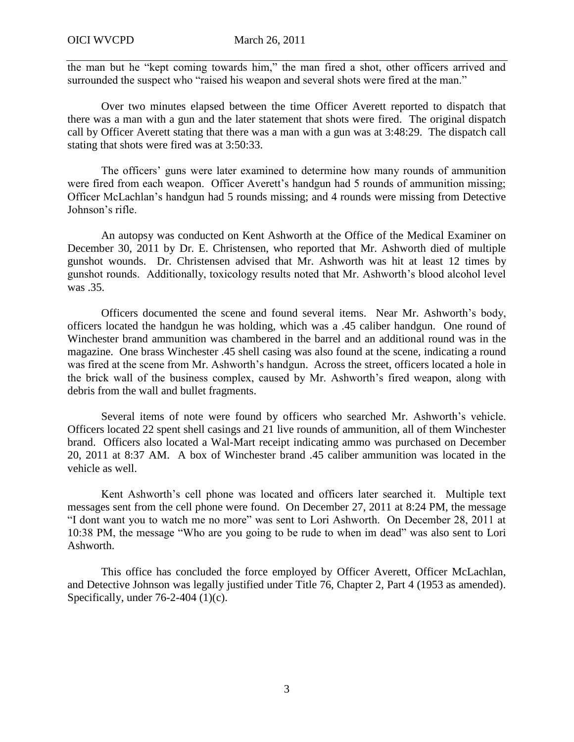the man but he "kept coming towards him," the man fired a shot, other officers arrived and surrounded the suspect who "raised his weapon and several shots were fired at the man."

Over two minutes elapsed between the time Officer Averett reported to dispatch that there was a man with a gun and the later statement that shots were fired. The original dispatch call by Officer Averett stating that there was a man with a gun was at 3:48:29. The dispatch call stating that shots were fired was at 3:50:33.

The officers' guns were later examined to determine how many rounds of ammunition were fired from each weapon. Officer Averett's handgun had 5 rounds of ammunition missing; Officer McLachlan's handgun had 5 rounds missing; and 4 rounds were missing from Detective Johnson's rifle.

An autopsy was conducted on Kent Ashworth at the Office of the Medical Examiner on December 30, 2011 by Dr. E. Christensen, who reported that Mr. Ashworth died of multiple gunshot wounds. Dr. Christensen advised that Mr. Ashworth was hit at least 12 times by gunshot rounds. Additionally, toxicology results noted that Mr. Ashworth's blood alcohol level was .35.

Officers documented the scene and found several items. Near Mr. Ashworth's body, officers located the handgun he was holding, which was a .45 caliber handgun. One round of Winchester brand ammunition was chambered in the barrel and an additional round was in the magazine. One brass Winchester .45 shell casing was also found at the scene, indicating a round was fired at the scene from Mr. Ashworth's handgun. Across the street, officers located a hole in the brick wall of the business complex, caused by Mr. Ashworth's fired weapon, along with debris from the wall and bullet fragments.

Several items of note were found by officers who searched Mr. Ashworth's vehicle. Officers located 22 spent shell casings and 21 live rounds of ammunition, all of them Winchester brand. Officers also located a Wal-Mart receipt indicating ammo was purchased on December 20, 2011 at 8:37 AM. A box of Winchester brand .45 caliber ammunition was located in the vehicle as well.

Kent Ashworth's cell phone was located and officers later searched it. Multiple text messages sent from the cell phone were found. On December 27, 2011 at 8:24 PM, the message "I dont want you to watch me no more" was sent to Lori Ashworth. On December 28, 2011 at 10:38 PM, the message "Who are you going to be rude to when im dead" was also sent to Lori Ashworth.

This office has concluded the force employed by Officer Averett, Officer McLachlan, and Detective Johnson was legally justified under Title 76, Chapter 2, Part 4 (1953 as amended). Specifically, under 76-2-404 (1)(c).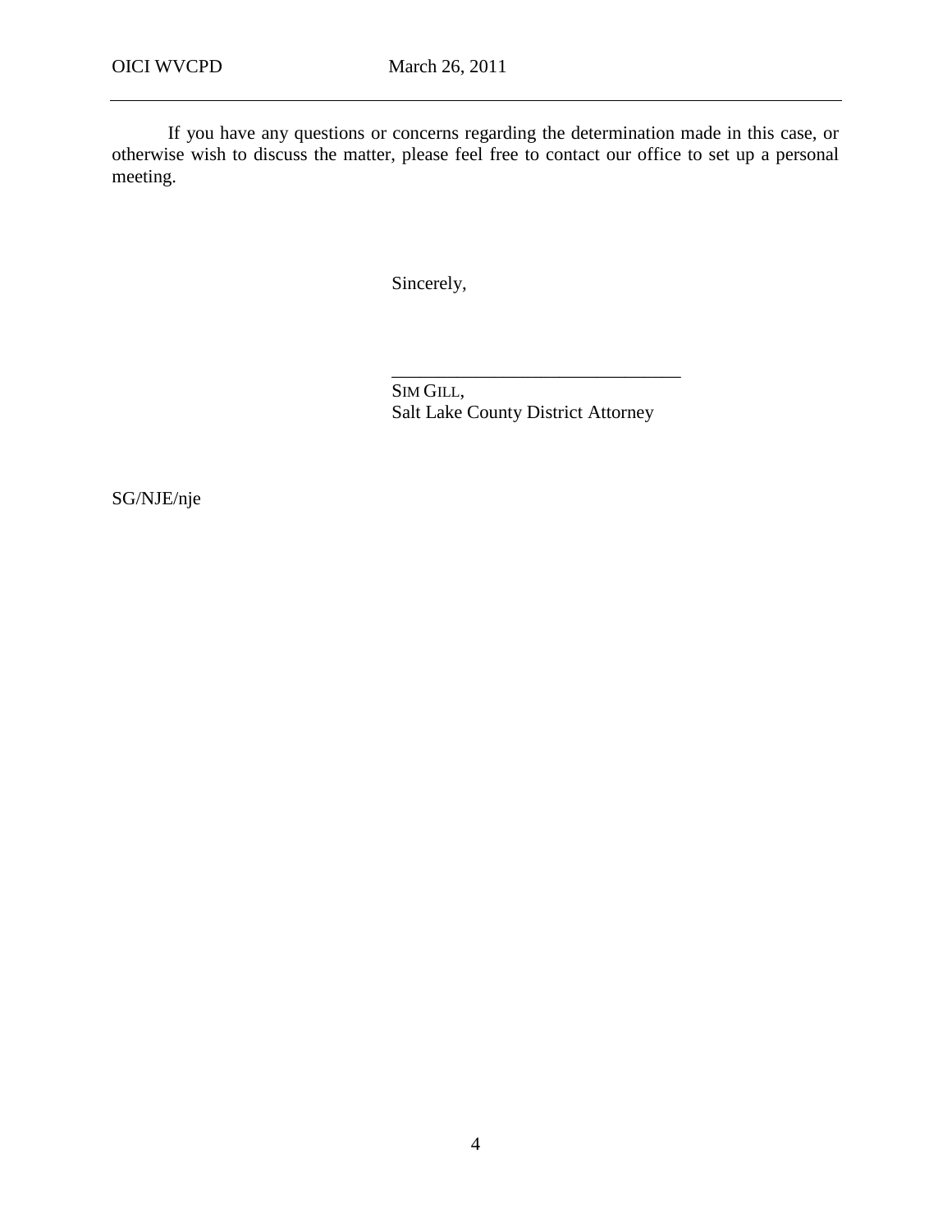If you have any questions or concerns regarding the determination made in this case, or otherwise wish to discuss the matter, please feel free to contact our office to set up a personal meeting.

Sincerely,

______________________________

SIM GILL,
Salt Lake County District Attorney

SG/NJE/nje